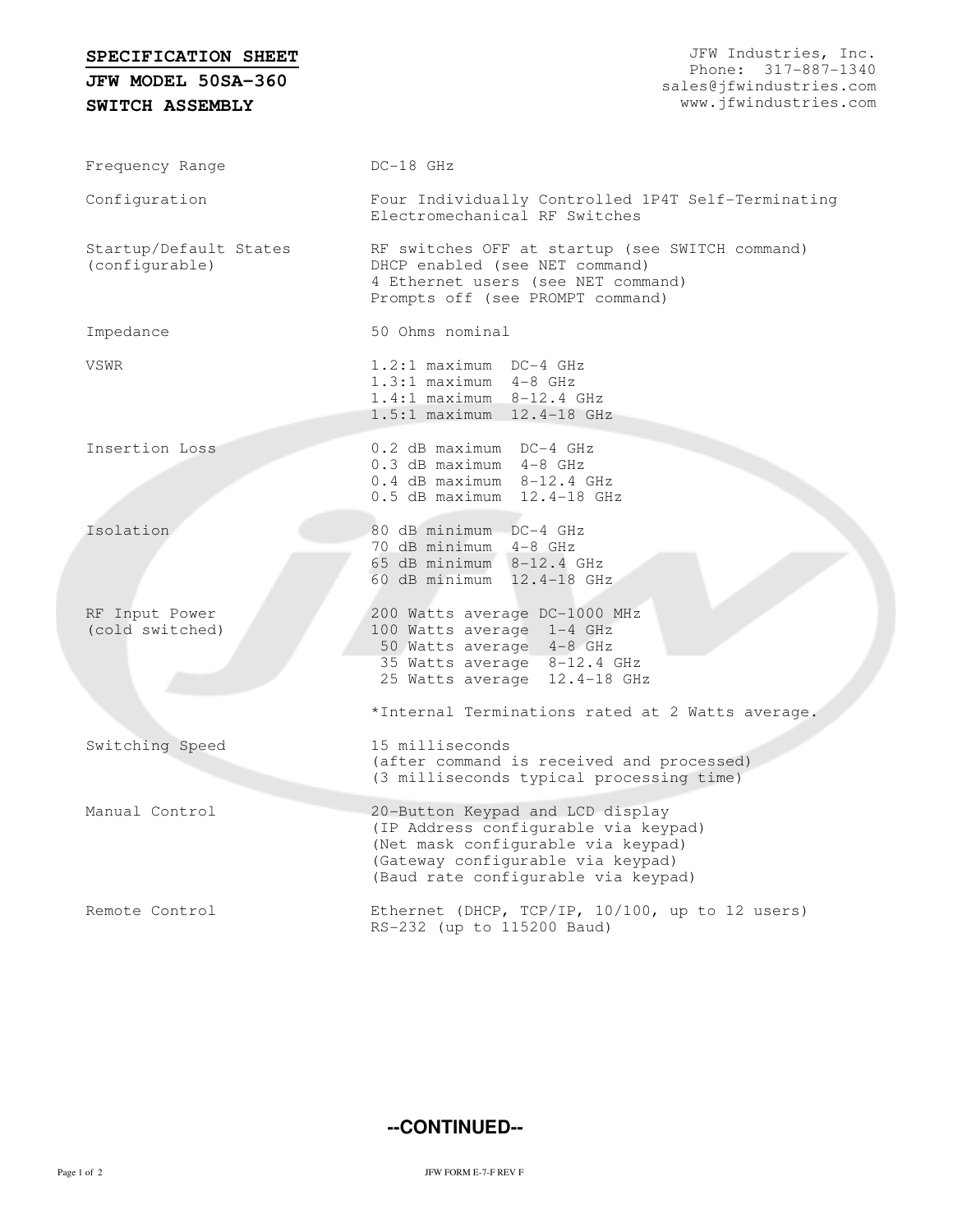**SPECIFICATION SHEET**

**JFW MODEL 50SA-360**

**SWITCH ASSEMBLY**

JFW Industries, Inc.
Phone: 317-887-1340
sales@jfwindustries.com
www.jfwindustries.com

| | |
|---|---|
| Frequency Range | DC-18 GHz |
| Configuration | Four Individually Controlled 1P4T Self-Terminating Electromechanical RF Switches |
| Startup/Default States (configurable) | RF switches OFF at startup (see SWITCH command)<br>DHCP enabled (see NET command)<br>4 Ethernet users (see NET command)<br>Prompts off (see PROMPT command) |
| Impedance | 50 Ohms nominal |
| VSWR | 1.2:1 maximum DC-4 GHz<br>1.3:1 maximum 4-8 GHz<br>1.4:1 maximum 8-12.4 GHz<br>1.5:1 maximum 12.4-18 GHz |
| Insertion Loss | 0.2 dB maximum DC-4 GHz<br>0.3 dB maximum 4-8 GHz<br>0.4 dB maximum 8-12.4 GHz<br>0.5 dB maximum 12.4-18 GHz |
| Isolation | 80 dB minimum DC-4 GHz<br>70 dB minimum 4-8 GHz<br>65 dB minimum 8-12.4 GHz<br>60 dB minimum 12.4-18 GHz |
| RF Input Power (cold switched) | 200 Watts average DC-1000 MHz<br>100 Watts average 1-4 GHz<br>50 Watts average 4-8 GHz<br>35 Watts average 8-12.4 GHz<br>25 Watts average 12.4-18 GHz<br><br>*Internal Terminations rated at 2 Watts average. |
| Switching Speed | 15 milliseconds<br>(after command is received and processed)<br>(3 milliseconds typical processing time) |
| Manual Control | 20-Button Keypad and LCD display<br>(IP Address configurable via keypad)<br>(Net mask configurable via keypad)<br>(Gateway configurable via keypad)<br>(Baud rate configurable via keypad) |
| Remote Control | Ethernet (DHCP, TCP/IP, 10/100, up to 12 users)<br>RS-232 (up to 115200 Baud) |

**--CONTINUED--**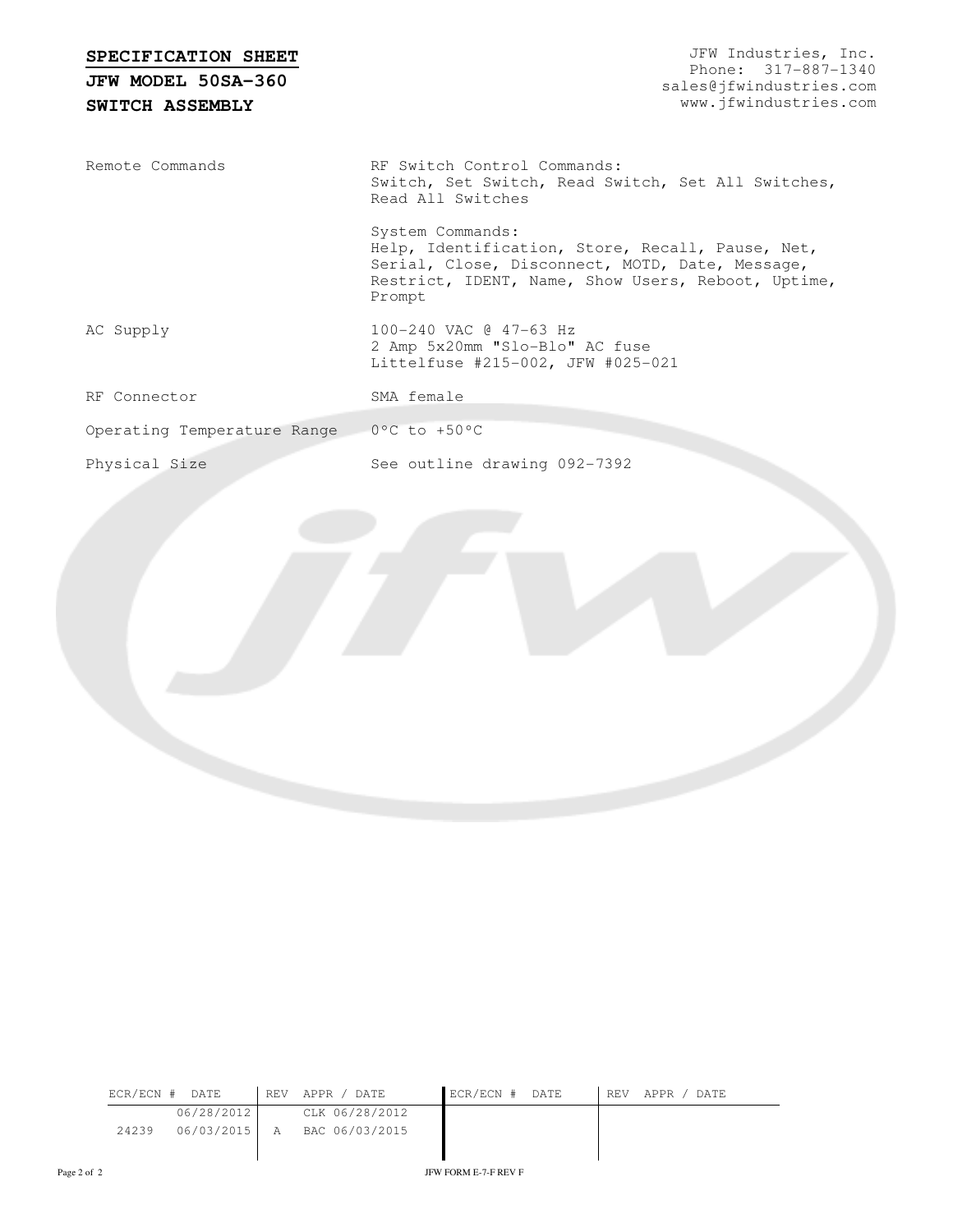**SPECIFICATION SHEET**

**JFW MODEL 50SA-360**

**SWITCH ASSEMBLY**

JFW Industries, Inc.
Phone: 317-887-1340
sales@jfwindustries.com
www.jfwindustries.com

| | |
|---|---|
| Remote Commands | RF Switch Control Commands: Switch, Set Switch, Read Switch, Set All Switches, Read All Switches<br><br>System Commands: Help, Identification, Store, Recall, Pause, Net, Serial, Close, Disconnect, MOTD, Date, Message, Restrict, IDENT, Name, Show Users, Reboot, Uptime, Prompt |
| AC Supply | 100-240 VAC @ 47-63 Hz<br>2 Amp 5x20mm "Slo-Blo" AC fuse<br>Littelfuse #215-002, JFW #025-021 |
| RF Connector | SMA female |
| Operating Temperature Range | 0°C to +50°C |
| Physical Size | See outline drawing 092-7392 |

| ECR/ECN # | DATE | REV | APPR / DATE | ECR/ECN # | DATE | REV | APPR / DATE |
|---|---|---|---|---|---|---|---|
| | 06/28/2012 | | CLK 06/28/2012 | | | | |
| 24239 | 06/03/2015 | A | BAC 06/03/2015 | | | | |

JFW FORM E-7-F REV F